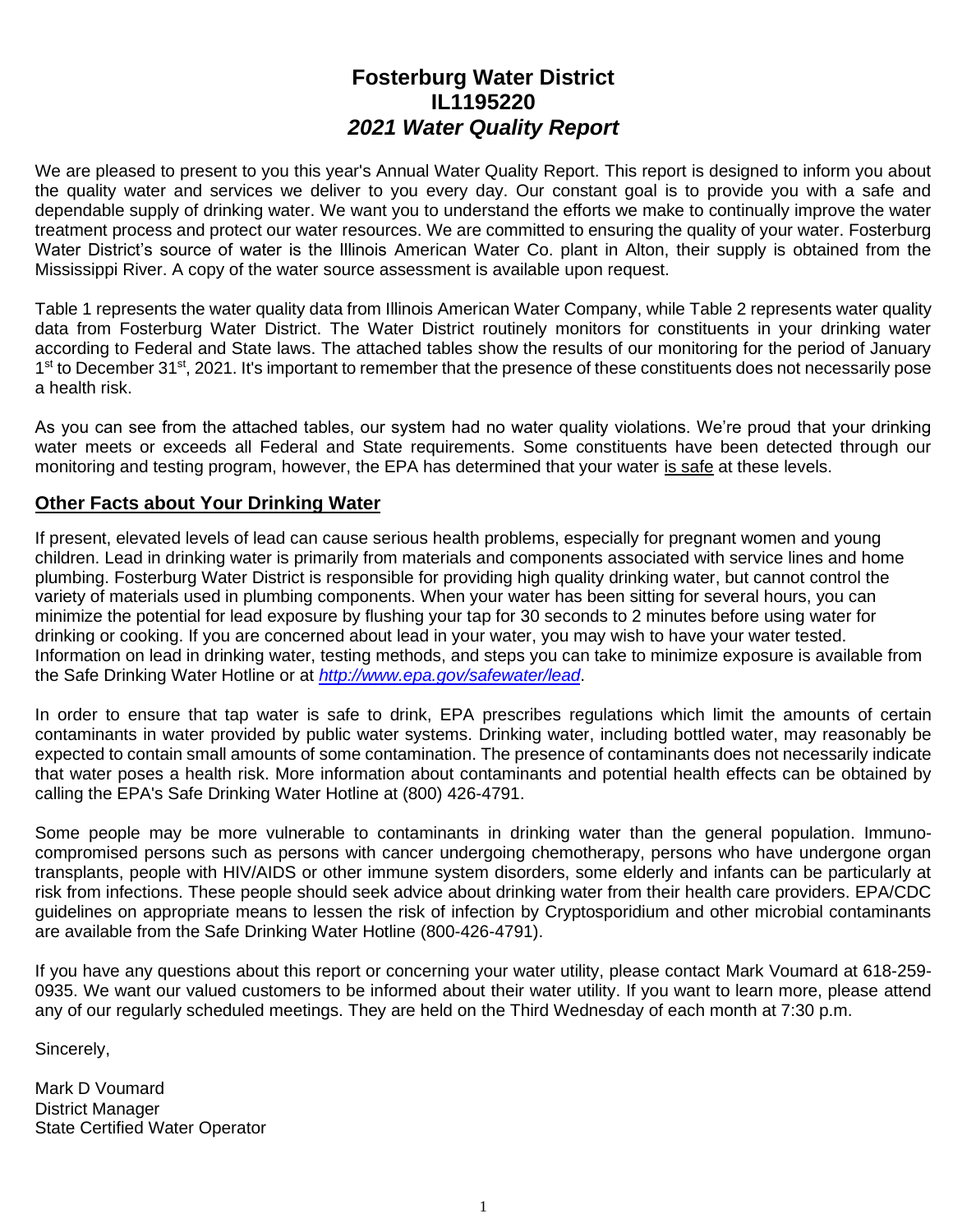# Fosterburg Water District
# IL1195220
# *2021 Water Quality Report*

We are pleased to present to you this year's Annual Water Quality Report. This report is designed to inform you about the quality water and services we deliver to you every day. Our constant goal is to provide you with a safe and dependable supply of drinking water. We want you to understand the efforts we make to continually improve the water treatment process and protect our water resources. We are committed to ensuring the quality of your water. Fosterburg Water District's source of water is the Illinois American Water Co. plant in Alton, their supply is obtained from the Mississippi River. A copy of the water source assessment is available upon request.

Table 1 represents the water quality data from Illinois American Water Company, while Table 2 represents water quality data from Fosterburg Water District. The Water District routinely monitors for constituents in your drinking water according to Federal and State laws. The attached tables show the results of our monitoring for the period of January 1st to December 31st, 2021. It's important to remember that the presence of these constituents does not necessarily pose a health risk.

As you can see from the attached tables, our system had no water quality violations. We're proud that your drinking water meets or exceeds all Federal and State requirements. Some constituents have been detected through our monitoring and testing program, however, the EPA has determined that your water <u>is safe</u> at these levels.

## <u>Other Facts about Your Drinking Water</u>

If present, elevated levels of lead can cause serious health problems, especially for pregnant women and young children. Lead in drinking water is primarily from materials and components associated with service lines and home plumbing. Fosterburg Water District is responsible for providing high quality drinking water, but cannot control the variety of materials used in plumbing components. When your water has been sitting for several hours, you can minimize the potential for lead exposure by flushing your tap for 30 seconds to 2 minutes before using water for drinking or cooking. If you are concerned about lead in your water, you may wish to have your water tested. Information on lead in drinking water, testing methods, and steps you can take to minimize exposure is available from the Safe Drinking Water Hotline or at *http://www.epa.gov/safewater/lead*.

In order to ensure that tap water is safe to drink, EPA prescribes regulations which limit the amounts of certain contaminants in water provided by public water systems. Drinking water, including bottled water, may reasonably be expected to contain small amounts of some contamination. The presence of contaminants does not necessarily indicate that water poses a health risk. More information about contaminants and potential health effects can be obtained by calling the EPA's Safe Drinking Water Hotline at (800) 426-4791.

Some people may be more vulnerable to contaminants in drinking water than the general population. Immuno-compromised persons such as persons with cancer undergoing chemotherapy, persons who have undergone organ transplants, people with HIV/AIDS or other immune system disorders, some elderly and infants can be particularly at risk from infections. These people should seek advice about drinking water from their health care providers. EPA/CDC guidelines on appropriate means to lessen the risk of infection by Cryptosporidium and other microbial contaminants are available from the Safe Drinking Water Hotline (800-426-4791).

If you have any questions about this report or concerning your water utility, please contact Mark Voumard at 618-259-0935. We want our valued customers to be informed about their water utility. If you want to learn more, please attend any of our regularly scheduled meetings. They are held on the Third Wednesday of each month at 7:30 p.m.

Sincerely,

Mark D Voumard
District Manager
State Certified Water Operator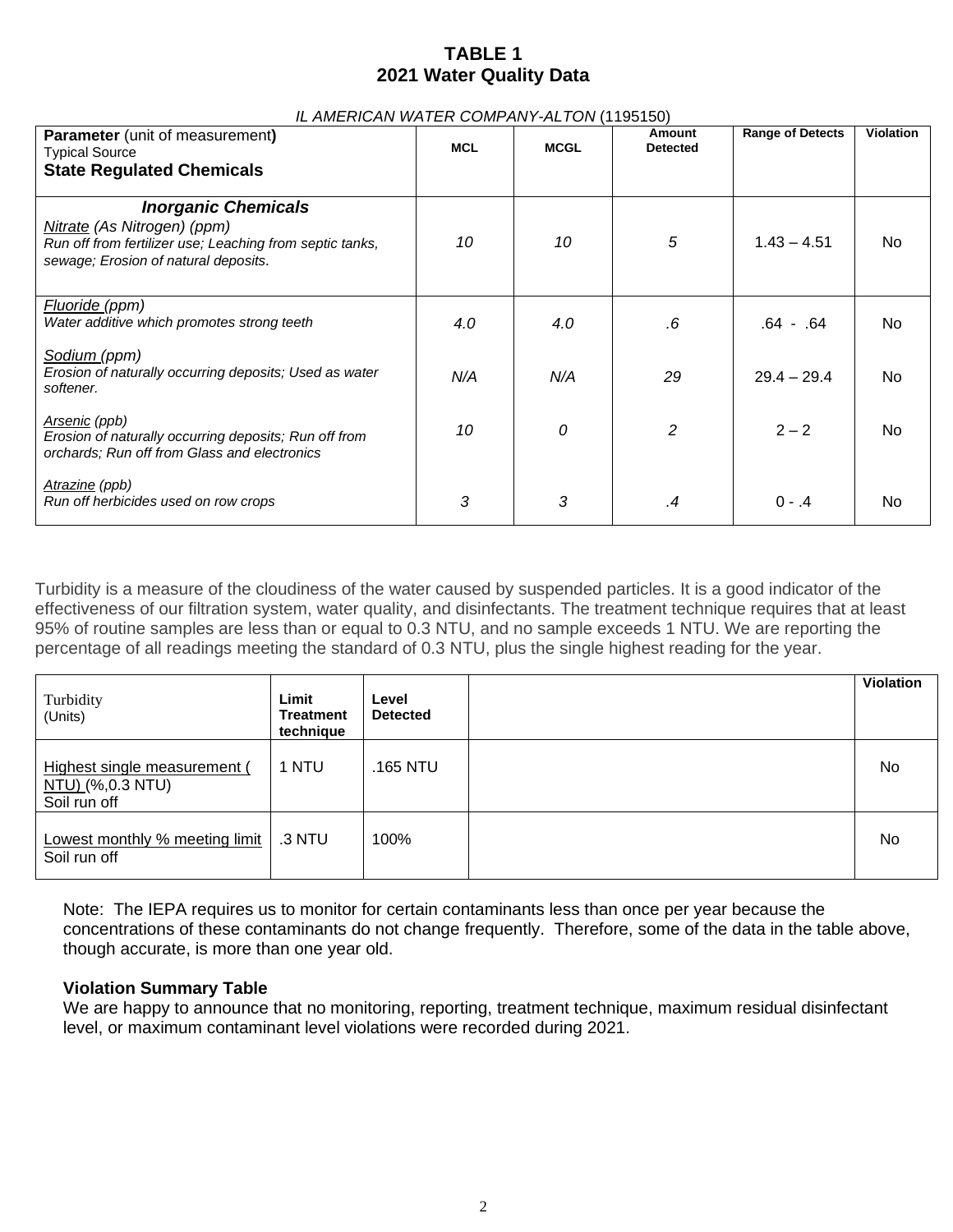# TABLE 1
# 2021 Water Quality Data

*IL AMERICAN WATER COMPANY-ALTON* (1195150)

| **Parameter** (unit of measurement) Typical Source **State Regulated Chemicals** | MCL | MCGL | Amount Detected | Range of Detects | Violation |
|---|---|---|---|---|---|
| ***Inorganic Chemicals*** *Nitrate (As Nitrogen) (ppm)* *Run off from fertilizer use; Leaching from septic tanks, sewage; Erosion of natural deposits.* | *10* | *10* | *5* | 1.43 – 4.51 | No |
| *Fluoride (ppm)* *Water additive which promotes strong teeth* | *4.0* | *4.0* | *.6* | .64 - .64 | No |
| *Sodium (ppm)* *Erosion of naturally occurring deposits; Used as water softener.* | *N/A* | *N/A* | *29* | 29.4 – 29.4 | No |
| *Arsenic (ppb)* *Erosion of naturally occurring deposits; Run off from orchards; Run off from Glass and electronics* | *10* | *0* | *2* | 2 – 2 | No |
| *Atrazine (ppb)* *Run off herbicides used on row crops* | *3* | *3* | *.4* | 0 - .4 | No |

Turbidity is a measure of the cloudiness of the water caused by suspended particles. It is a good indicator of the effectiveness of our filtration system, water quality, and disinfectants. The treatment technique requires that at least 95% of routine samples are less than or equal to 0.3 NTU, and no sample exceeds 1 NTU. We are reporting the percentage of all readings meeting the standard of 0.3 NTU, plus the single highest reading for the year.

| Turbidity (Units) | Limit Treatment technique | Level Detected | | Violation |
|---|---|---|---|---|
| Highest single measurement ( NTU) (%,0.3 NTU) Soil run off | 1 NTU | .165 NTU | | No |
| Lowest monthly % meeting limit Soil run off | .3 NTU | 100% | | No |

Note: The IEPA requires us to monitor for certain contaminants less than once per year because the concentrations of these contaminants do not change frequently. Therefore, some of the data in the table above, though accurate, is more than one year old.

**Violation Summary Table**

We are happy to announce that no monitoring, reporting, treatment technique, maximum residual disinfectant level, or maximum contaminant level violations were recorded during 2021.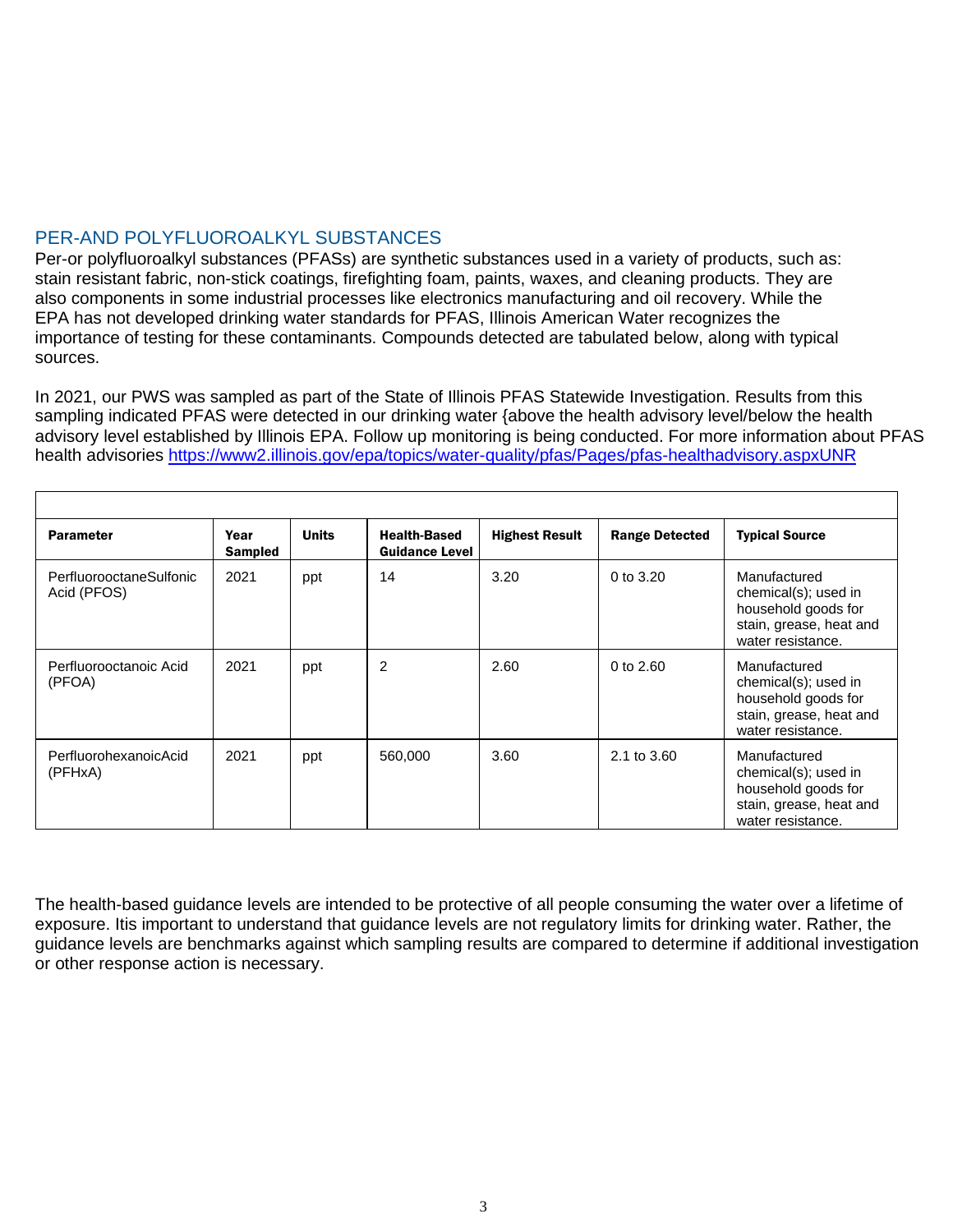## PER-AND POLYFLUOROALKYL SUBSTANCES

Per-or polyfluoroalkyl substances (PFASs) are synthetic substances used in a variety of products, such as: stain resistant fabric, non-stick coatings, firefighting foam, paints, waxes, and cleaning products. They are also components in some industrial processes like electronics manufacturing and oil recovery. While the EPA has not developed drinking water standards for PFAS, Illinois American Water recognizes the importance of testing for these contaminants. Compounds detected are tabulated below, along with typical sources.

In 2021, our PWS was sampled as part of the State of Illinois PFAS Statewide Investigation. Results from this sampling indicated PFAS were detected in our drinking water {above the health advisory level/below the health advisory level established by Illinois EPA. Follow up monitoring is being conducted. For more information about PFAS health advisories https://www2.illinois.gov/epa/topics/water-quality/pfas/Pages/pfas-healthadvisory.aspxUNR

| **Parameter** | **Year Sampled** | **Units** | **Health-Based Guidance Level** | **Highest Result** | **Range Detected** | **Typical Source** |
|---|---|---|---|---|---|---|
| PerfluorooctaneSulfonic Acid (PFOS) | 2021 | ppt | 14 | 3.20 | 0 to 3.20 | Manufactured chemical(s); used in household goods for stain, grease, heat and water resistance. |
| Perfluorooctanoic Acid (PFOA) | 2021 | ppt | 2 | 2.60 | 0 to 2.60 | Manufactured chemical(s); used in household goods for stain, grease, heat and water resistance. |
| PerfluorohexanoicAcid (PFHxA) | 2021 | ppt | 560,000 | 3.60 | 2.1 to 3.60 | Manufactured chemical(s); used in household goods for stain, grease, heat and water resistance. |

The health-based guidance levels are intended to be protective of all people consuming the water over a lifetime of exposure. Itis important to understand that guidance levels are not regulatory limits for drinking water. Rather, the guidance levels are benchmarks against which sampling results are compared to determine if additional investigation or other response action is necessary.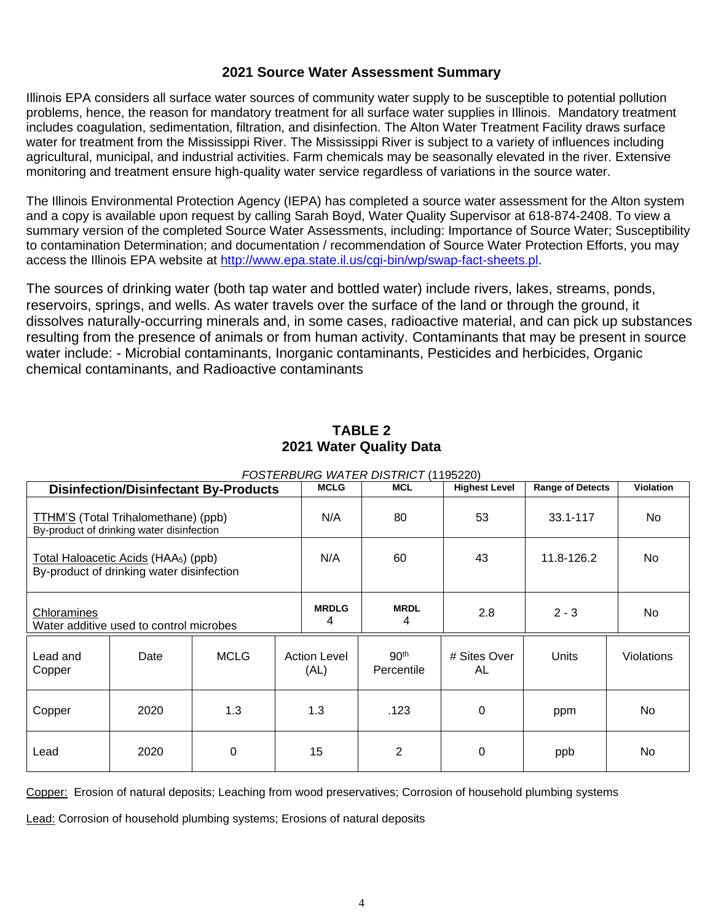## 2021 Source Water Assessment Summary

Illinois EPA considers all surface water sources of community water supply to be susceptible to potential pollution problems, hence, the reason for mandatory treatment for all surface water supplies in Illinois. Mandatory treatment includes coagulation, sedimentation, filtration, and disinfection. The Alton Water Treatment Facility draws surface water for treatment from the Mississippi River. The Mississippi River is subject to a variety of influences including agricultural, municipal, and industrial activities. Farm chemicals may be seasonally elevated in the river. Extensive monitoring and treatment ensure high-quality water service regardless of variations in the source water.

The Illinois Environmental Protection Agency (IEPA) has completed a source water assessment for the Alton system and a copy is available upon request by calling Sarah Boyd, Water Quality Supervisor at 618-874-2408. To view a summary version of the completed Source Water Assessments, including: Importance of Source Water; Susceptibility to contamination Determination; and documentation / recommendation of Source Water Protection Efforts, you may access the Illinois EPA website at http://www.epa.state.il.us/cgi-bin/wp/swap-fact-sheets.pl.

The sources of drinking water (both tap water and bottled water) include rivers, lakes, streams, ponds, reservoirs, springs, and wells. As water travels over the surface of the land or through the ground, it dissolves naturally-occurring minerals and, in some cases, radioactive material, and can pick up substances resulting from the presence of animals or from human activity. Contaminants that may be present in source water include: - Microbial contaminants, Inorganic contaminants, Pesticides and herbicides, Organic chemical contaminants, and Radioactive contaminants

## TABLE 2
## 2021 Water Quality Data

*FOSTERBURG WATER DISTRICT* (1195220)

| Disinfection/Disinfectant By-Products | MCLG | MCL | Highest Level | Range of Detects | Violation |
|---|---|---|---|---|---|
| TTHM'S (Total Trihalomethane) (ppb)<br>By-product of drinking water disinfection | N/A | 80 | 53 | 33.1-117 | No |
| Total Haloacetic Acids ($HAA_5$) (ppb)<br>By-product of drinking water disinfection | N/A | 60 | 43 | 11.8-126.2 | No |
| Chloramines<br>Water additive used to control microbes | MRDLG 4 | MRDL 4 | 2.8 | 2 - 3 | No |

| Lead and Copper | Date | MCLG | Action Level (AL) | 90th Percentile | # Sites Over AL | Units | Violations |
|---|---|---|---|---|---|---|---|
| Copper | 2020 | 1.3 | 1.3 | .123 | 0 | ppm | No |
| Lead | 2020 | 0 | 15 | 2 | 0 | ppb | No |

Copper: Erosion of natural deposits; Leaching from wood preservatives; Corrosion of household plumbing systems

Lead: Corrosion of household plumbing systems; Erosions of natural deposits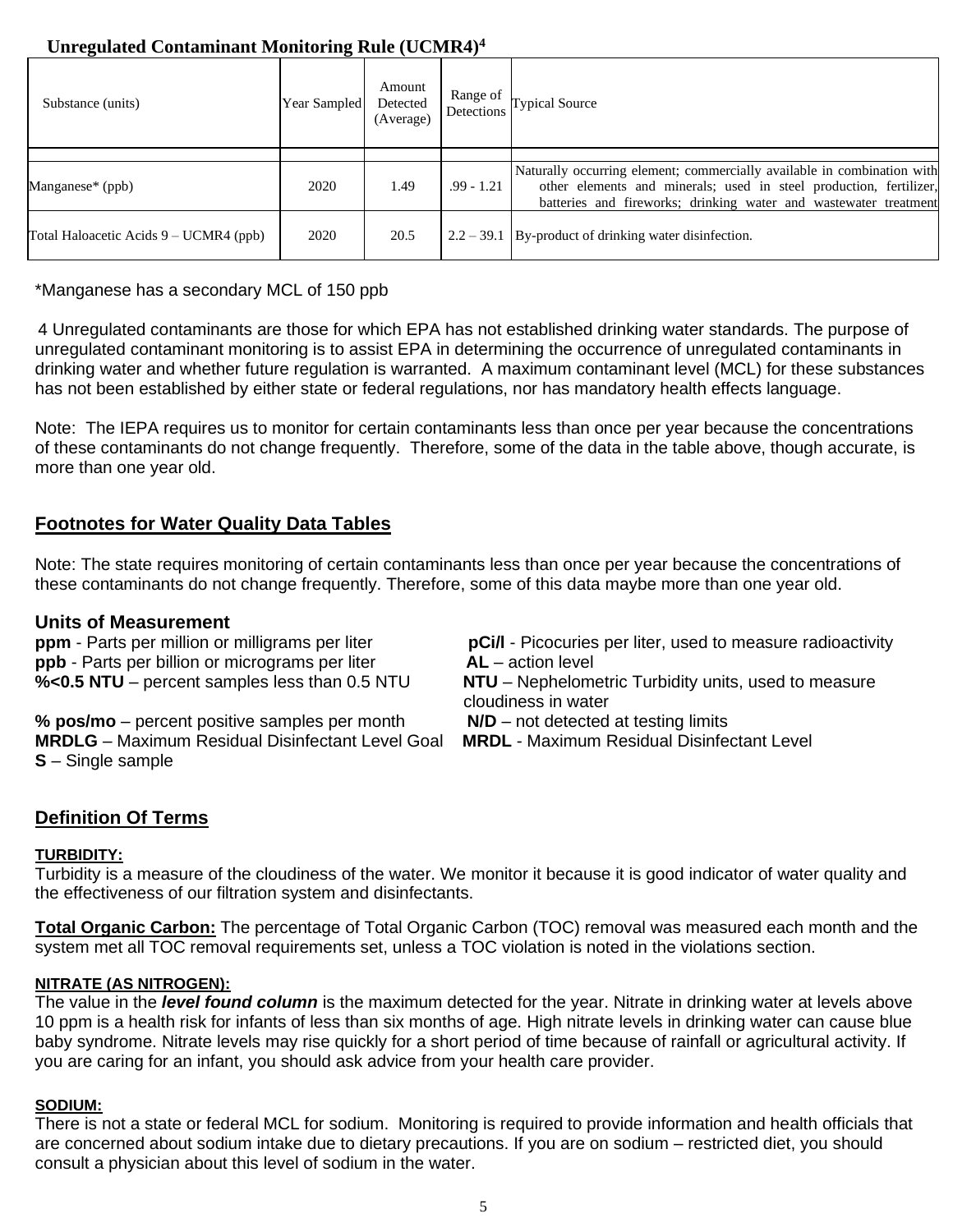## Unregulated Contaminant Monitoring Rule (UCMR4)[4]

| Substance (units) | Year Sampled | Amount Detected (Average) | Range of Detections | Typical Source |
|---|---|---|---|---|
| | | | | |
| Manganese* (ppb) | 2020 | 1.49 | .99 - 1.21 | Naturally occurring element; commercially available in combination with other elements and minerals; used in steel production, fertilizer, batteries and fireworks; drinking water and wastewater treatment |
| Total Haloacetic Acids 9 – UCMR4 (ppb) | 2020 | 20.5 | 2.2 – 39.1 | By-product of drinking water disinfection. |

*Manganese has a secondary MCL of 150 ppb

4 Unregulated contaminants are those for which EPA has not established drinking water standards. The purpose of unregulated contaminant monitoring is to assist EPA in determining the occurrence of unregulated contaminants in drinking water and whether future regulation is warranted. A maximum contaminant level (MCL) for these substances has not been established by either state or federal regulations, nor has mandatory health effects language.

Note: The IEPA requires us to monitor for certain contaminants less than once per year because the concentrations of these contaminants do not change frequently. Therefore, some of the data in the table above, though accurate, is more than one year old.

## Footnotes for Water Quality Data Tables

Note: The state requires monitoring of certain contaminants less than once per year because the concentrations of these contaminants do not change frequently. Therefore, some of this data maybe more than one year old.

### Units of Measurement

**ppm** - Parts per million or milligrams per liter
**ppb** - Parts per billion or micrograms per liter
**%<0.5 NTU** – percent samples less than 0.5 NTU
**% pos/mo** – percent positive samples per month
**MRDLG** – Maximum Residual Disinfectant Level Goal
**S** – Single sample
**pCi/l** - Picocuries per liter, used to measure radioactivity
**AL** – action level
**NTU** – Nephelometric Turbidity units, used to measure cloudiness in water
**N/D** – not detected at testing limits
**MRDL** - Maximum Residual Disinfectant Level

## Definition Of Terms

**TURBIDITY:**
Turbidity is a measure of the cloudiness of the water. We monitor it because it is good indicator of water quality and the effectiveness of our filtration system and disinfectants.

**Total Organic Carbon:** The percentage of Total Organic Carbon (TOC) removal was measured each month and the system met all TOC removal requirements set, unless a TOC violation is noted in the violations section.

**NITRATE (AS NITROGEN):**
The value in the ***level found column*** is the maximum detected for the year. Nitrate in drinking water at levels above 10 ppm is a health risk for infants of less than six months of age. High nitrate levels in drinking water can cause blue baby syndrome. Nitrate levels may rise quickly for a short period of time because of rainfall or agricultural activity. If you are caring for an infant, you should ask advice from your health care provider.

**SODIUM:**
There is not a state or federal MCL for sodium. Monitoring is required to provide information and health officials that are concerned about sodium intake due to dietary precautions. If you are on sodium – restricted diet, you should consult a physician about this level of sodium in the water.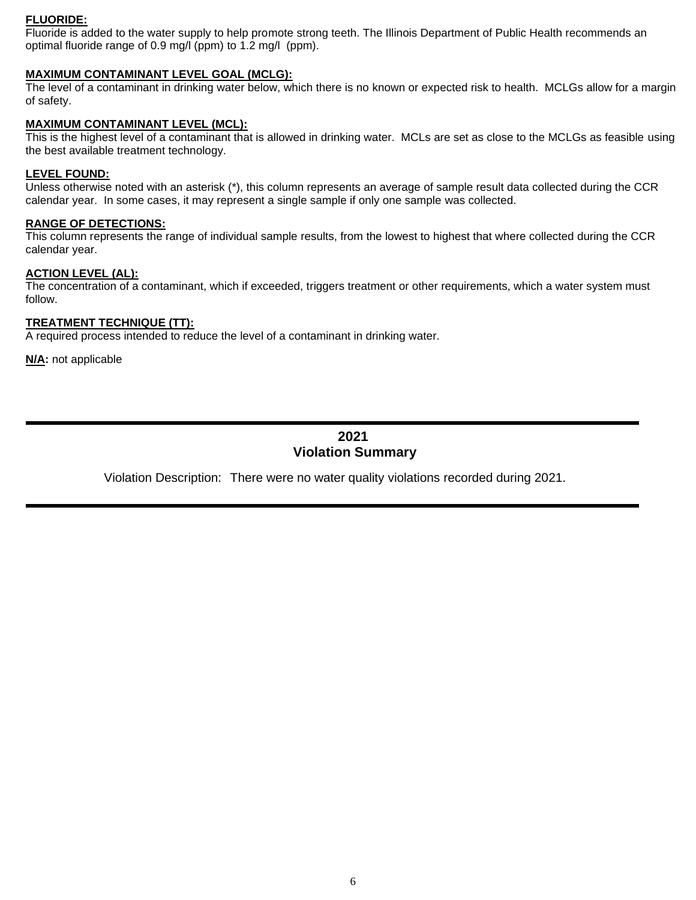**FLUORIDE:**
Fluoride is added to the water supply to help promote strong teeth. The Illinois Department of Public Health recommends an optimal fluoride range of 0.9 mg/l (ppm) to 1.2 mg/l (ppm).

**MAXIMUM CONTAMINANT LEVEL GOAL (MCLG):**
The level of a contaminant in drinking water below, which there is no known or expected risk to health. MCLGs allow for a margin of safety.

**MAXIMUM CONTAMINANT LEVEL (MCL):**
This is the highest level of a contaminant that is allowed in drinking water. MCLs are set as close to the MCLGs as feasible using the best available treatment technology.

**LEVEL FOUND:**
Unless otherwise noted with an asterisk (*), this column represents an average of sample result data collected during the CCR calendar year. In some cases, it may represent a single sample if only one sample was collected.

**RANGE OF DETECTIONS:**
This column represents the range of individual sample results, from the lowest to highest that where collected during the CCR calendar year.

**ACTION LEVEL (AL):**
The concentration of a contaminant, which if exceeded, triggers treatment or other requirements, which a water system must follow.

**TREATMENT TECHNIQUE (TT):**
A required process intended to reduce the level of a contaminant in drinking water.

**N/A:** not applicable

## 2021
## Violation Summary

Violation Description: There were no water quality violations recorded during 2021.